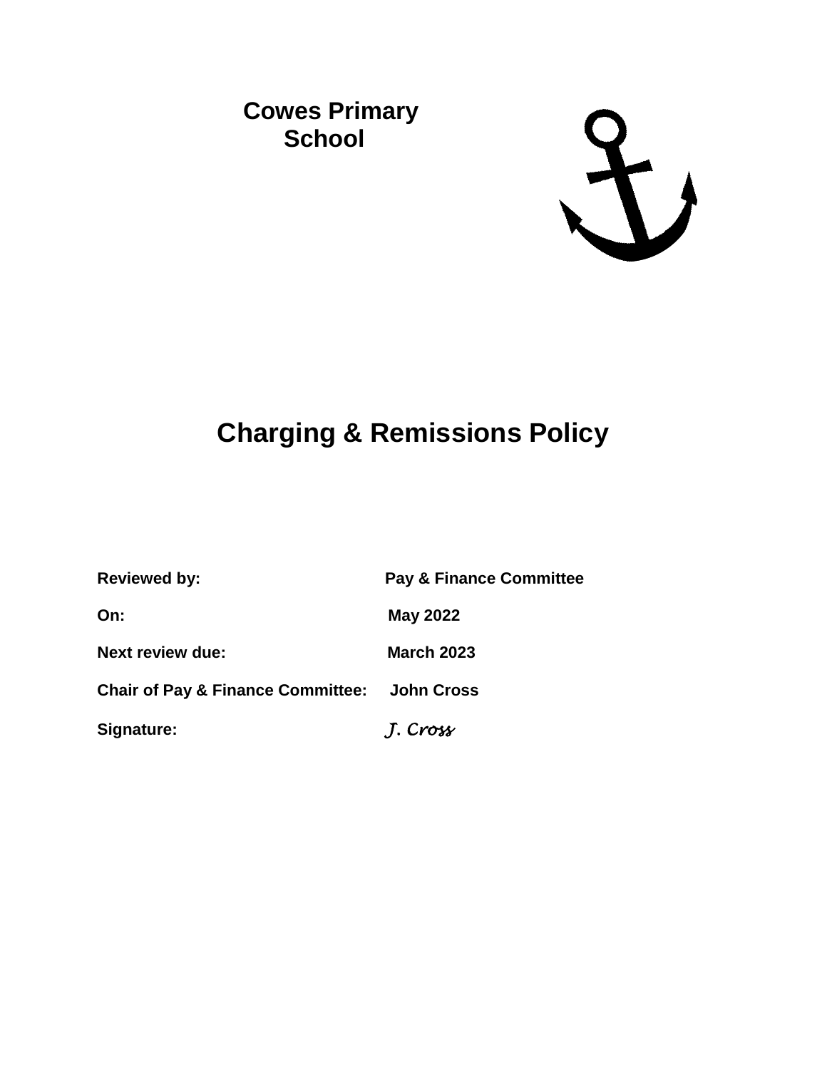**Cowes Primary School**

# Charging & Remissions Policy

**Reviewed by:** Pay & Finance Committee

**On:** May 2022

**Next review due:** March 2023

**Chair of Pay & Finance Committee:** John Cross

**Signature:** *J. Cross*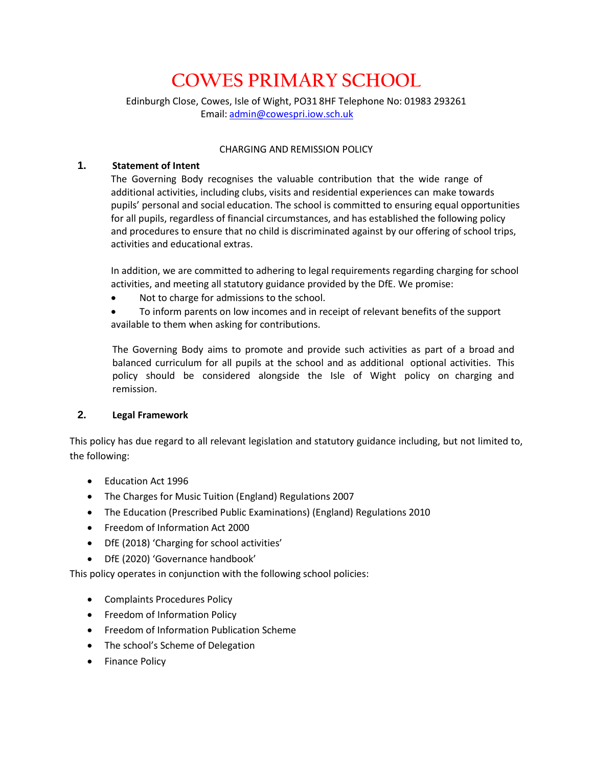# COWES PRIMARY SCHOOL

Edinburgh Close, Cowes, Isle of Wight, PO31 8HF Telephone No: 01983 293261
Email: admin@cowespri.iow.sch.uk

CHARGING AND REMISSION POLICY

## 1. Statement of Intent

The Governing Body recognises the valuable contribution that the wide range of additional activities, including clubs, visits and residential experiences can make towards pupils' personal and social education. The school is committed to ensuring equal opportunities for all pupils, regardless of financial circumstances, and has established the following policy and procedures to ensure that no child is discriminated against by our offering of school trips, activities and educational extras.

In addition, we are committed to adhering to legal requirements regarding charging for school activities, and meeting all statutory guidance provided by the DfE. We promise:

- Not to charge for admissions to the school.
- To inform parents on low incomes and in receipt of relevant benefits of the support available to them when asking for contributions.

The Governing Body aims to promote and provide such activities as part of a broad and balanced curriculum for all pupils at the school and as additional optional activities. This policy should be considered alongside the Isle of Wight policy on charging and remission.

## 2. Legal Framework

This policy has due regard to all relevant legislation and statutory guidance including, but not limited to, the following:

- Education Act 1996
- The Charges for Music Tuition (England) Regulations 2007
- The Education (Prescribed Public Examinations) (England) Regulations 2010
- Freedom of Information Act 2000
- DfE (2018) 'Charging for school activities'
- DfE (2020) 'Governance handbook'

This policy operates in conjunction with the following school policies:

- Complaints Procedures Policy
- Freedom of Information Policy
- Freedom of Information Publication Scheme
- The school's Scheme of Delegation
- Finance Policy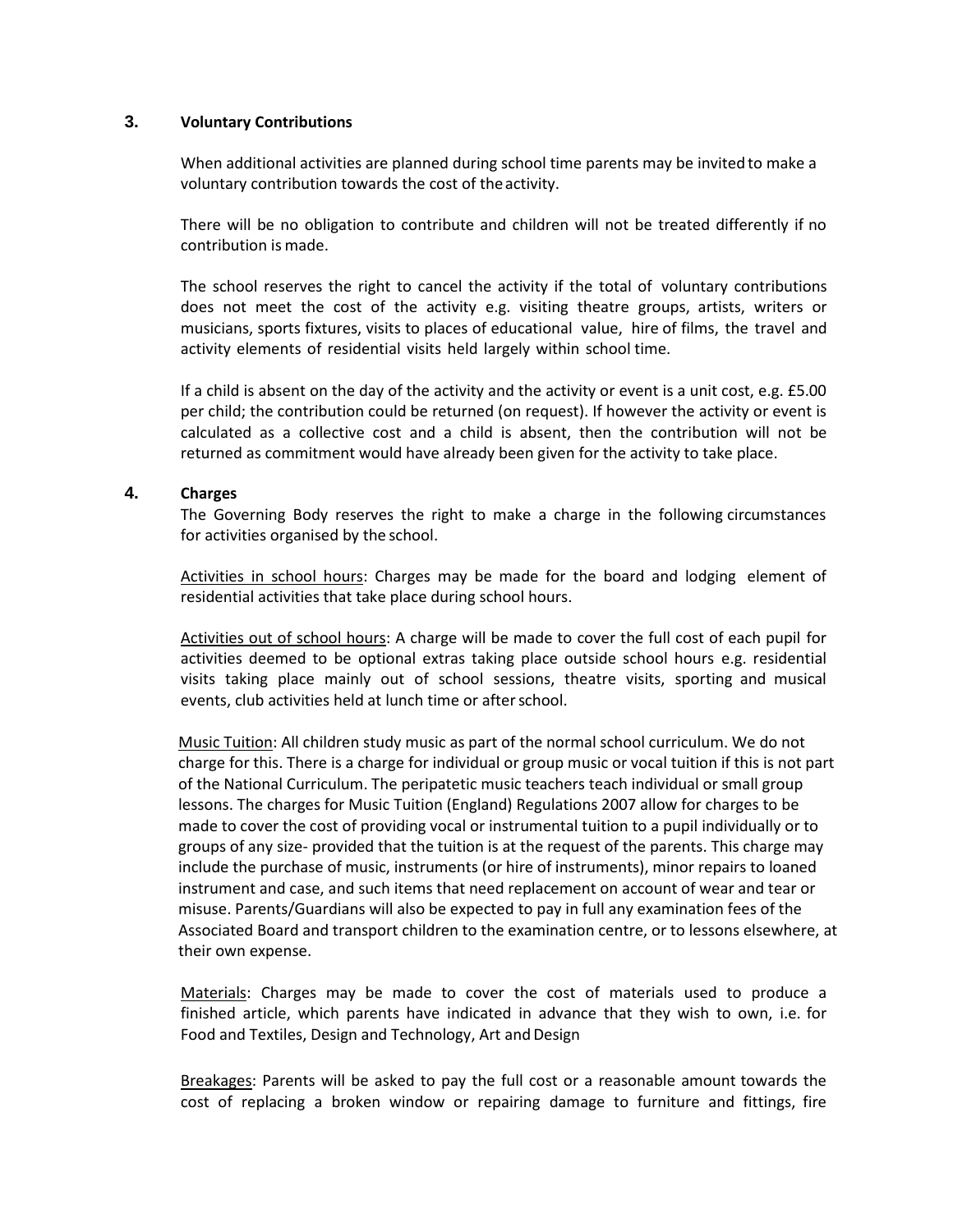## 3. Voluntary Contributions

When additional activities are planned during school time parents may be invited to make a voluntary contribution towards the cost of the activity.

There will be no obligation to contribute and children will not be treated differently if no contribution is made.

The school reserves the right to cancel the activity if the total of voluntary contributions does not meet the cost of the activity e.g. visiting theatre groups, artists, writers or musicians, sports fixtures, visits to places of educational value, hire of films, the travel and activity elements of residential visits held largely within school time.

If a child is absent on the day of the activity and the activity or event is a unit cost, e.g. £5.00 per child; the contribution could be returned (on request). If however the activity or event is calculated as a collective cost and a child is absent, then the contribution will not be returned as commitment would have already been given for the activity to take place.

## 4. Charges

The Governing Body reserves the right to make a charge in the following circumstances for activities organised by the school.

Activities in school hours: Charges may be made for the board and lodging element of residential activities that take place during school hours.

Activities out of school hours: A charge will be made to cover the full cost of each pupil for activities deemed to be optional extras taking place outside school hours e.g. residential visits taking place mainly out of school sessions, theatre visits, sporting and musical events, club activities held at lunch time or after school.

Music Tuition: All children study music as part of the normal school curriculum. We do not charge for this. There is a charge for individual or group music or vocal tuition if this is not part of the National Curriculum. The peripatetic music teachers teach individual or small group lessons. The charges for Music Tuition (England) Regulations 2007 allow for charges to be made to cover the cost of providing vocal or instrumental tuition to a pupil individually or to groups of any size- provided that the tuition is at the request of the parents. This charge may include the purchase of music, instruments (or hire of instruments), minor repairs to loaned instrument and case, and such items that need replacement on account of wear and tear or misuse. Parents/Guardians will also be expected to pay in full any examination fees of the Associated Board and transport children to the examination centre, or to lessons elsewhere, at their own expense.

Materials: Charges may be made to cover the cost of materials used to produce a finished article, which parents have indicated in advance that they wish to own, i.e. for Food and Textiles, Design and Technology, Art and Design

Breakages: Parents will be asked to pay the full cost or a reasonable amount towards the cost of replacing a broken window or repairing damage to furniture and fittings, fire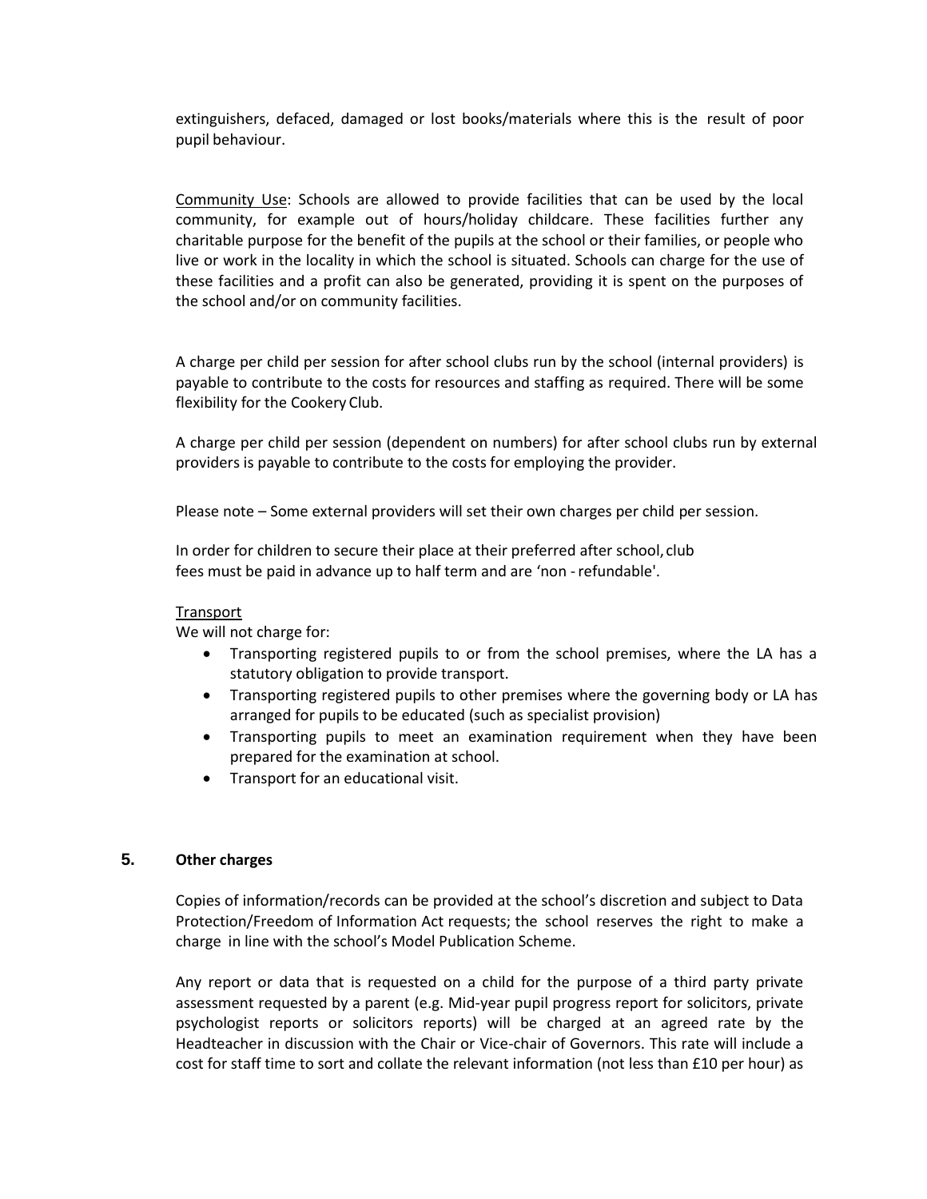extinguishers, defaced, damaged or lost books/materials where this is the result of poor pupil behaviour.

Community Use: Schools are allowed to provide facilities that can be used by the local community, for example out of hours/holiday childcare. These facilities further any charitable purpose for the benefit of the pupils at the school or their families, or people who live or work in the locality in which the school is situated. Schools can charge for the use of these facilities and a profit can also be generated, providing it is spent on the purposes of the school and/or on community facilities.

A charge per child per session for after school clubs run by the school (internal providers) is payable to contribute to the costs for resources and staffing as required. There will be some flexibility for the Cookery Club.

A charge per child per session (dependent on numbers) for after school clubs run by external providers is payable to contribute to the costs for employing the provider.

Please note – Some external providers will set their own charges per child per session.

In order for children to secure their place at their preferred after school, club fees must be paid in advance up to half term and are 'non - refundable'.

Transport

We will not charge for:

- Transporting registered pupils to or from the school premises, where the LA has a statutory obligation to provide transport.
- Transporting registered pupils to other premises where the governing body or LA has arranged for pupils to be educated (such as specialist provision)
- Transporting pupils to meet an examination requirement when they have been prepared for the examination at school.
- Transport for an educational visit.

## 5. Other charges

Copies of information/records can be provided at the school's discretion and subject to Data Protection/Freedom of Information Act requests; the school reserves the right to make a charge in line with the school's Model Publication Scheme.

Any report or data that is requested on a child for the purpose of a third party private assessment requested by a parent (e.g. Mid-year pupil progress report for solicitors, private psychologist reports or solicitors reports) will be charged at an agreed rate by the Headteacher in discussion with the Chair or Vice-chair of Governors. This rate will include a cost for staff time to sort and collate the relevant information (not less than £10 per hour) as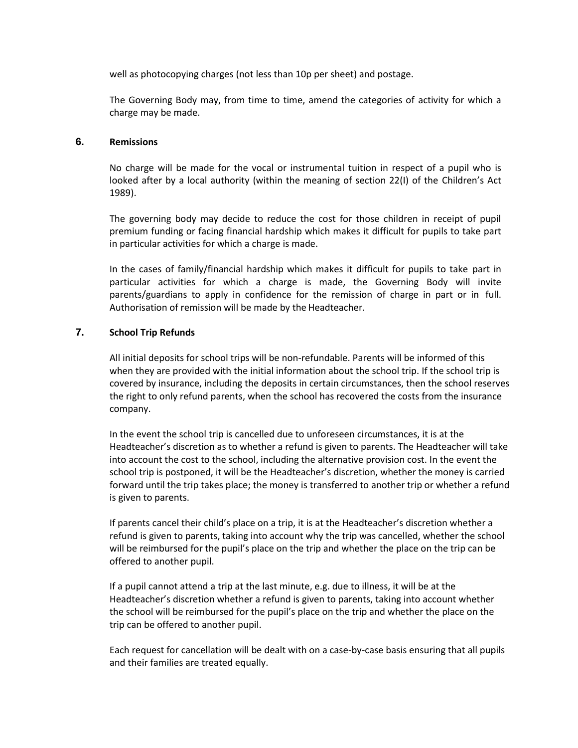well as photocopying charges (not less than 10p per sheet) and postage.

The Governing Body may, from time to time, amend the categories of activity for which a charge may be made.

## 6. Remissions

No charge will be made for the vocal or instrumental tuition in respect of a pupil who is looked after by a local authority (within the meaning of section 22(I) of the Children's Act 1989).

The governing body may decide to reduce the cost for those children in receipt of pupil premium funding or facing financial hardship which makes it difficult for pupils to take part in particular activities for which a charge is made.

In the cases of family/financial hardship which makes it difficult for pupils to take part in particular activities for which a charge is made, the Governing Body will invite parents/guardians to apply in confidence for the remission of charge in part or in full. Authorisation of remission will be made by the Headteacher.

## 7. School Trip Refunds

All initial deposits for school trips will be non-refundable. Parents will be informed of this when they are provided with the initial information about the school trip. If the school trip is covered by insurance, including the deposits in certain circumstances, then the school reserves the right to only refund parents, when the school has recovered the costs from the insurance company.

In the event the school trip is cancelled due to unforeseen circumstances, it is at the Headteacher's discretion as to whether a refund is given to parents. The Headteacher will take into account the cost to the school, including the alternative provision cost. In the event the school trip is postponed, it will be the Headteacher's discretion, whether the money is carried forward until the trip takes place; the money is transferred to another trip or whether a refund is given to parents.

If parents cancel their child's place on a trip, it is at the Headteacher's discretion whether a refund is given to parents, taking into account why the trip was cancelled, whether the school will be reimbursed for the pupil's place on the trip and whether the place on the trip can be offered to another pupil.

If a pupil cannot attend a trip at the last minute, e.g. due to illness, it will be at the Headteacher's discretion whether a refund is given to parents, taking into account whether the school will be reimbursed for the pupil's place on the trip and whether the place on the trip can be offered to another pupil.

Each request for cancellation will be dealt with on a case-by-case basis ensuring that all pupils and their families are treated equally.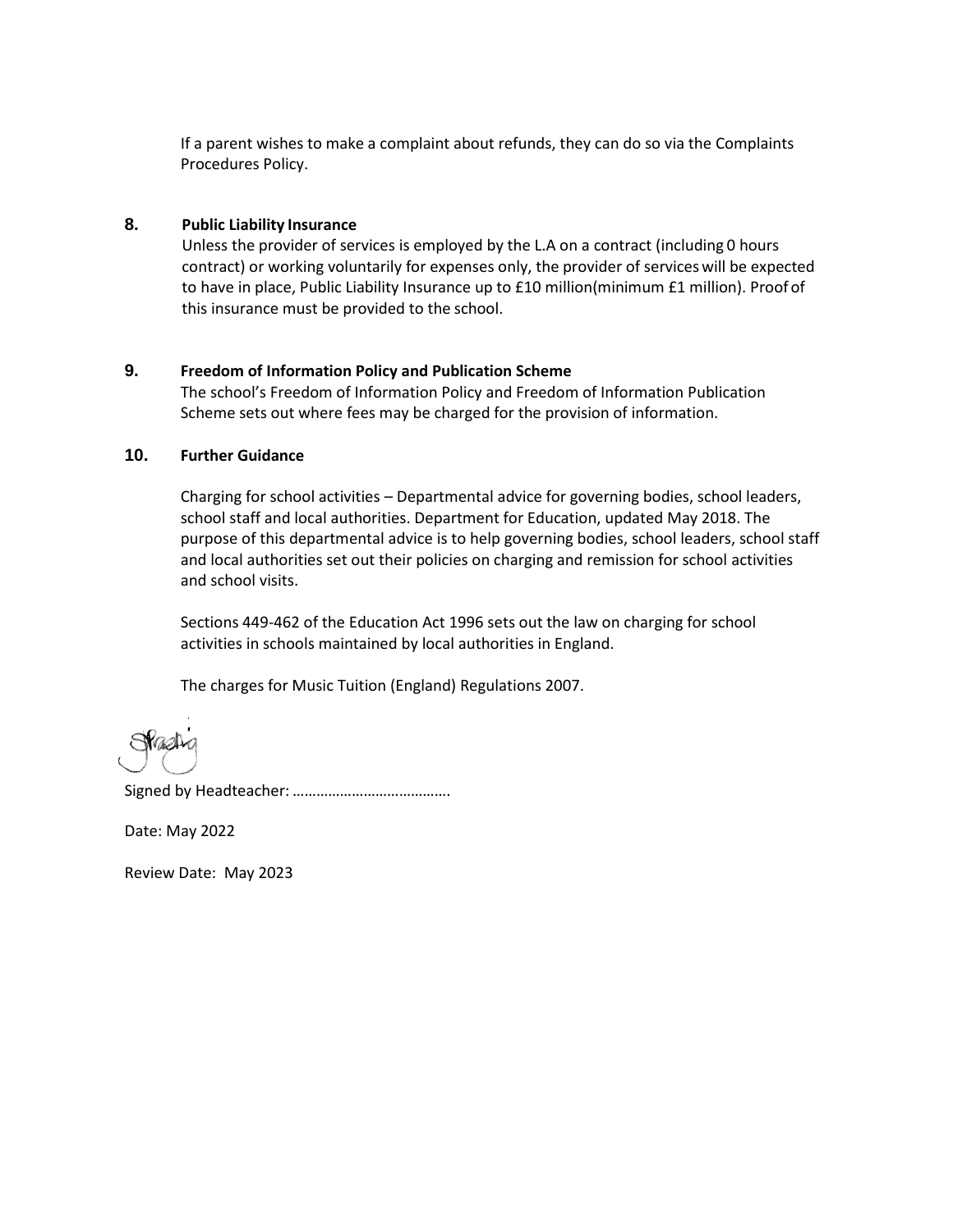If a parent wishes to make a complaint about refunds, they can do so via the Complaints Procedures Policy.

## 8. Public Liability Insurance

Unless the provider of services is employed by the L.A on a contract (including 0 hours contract) or working voluntarily for expenses only, the provider of services will be expected to have in place, Public Liability Insurance up to £10 million(minimum £1 million). Proof of this insurance must be provided to the school.

## 9. Freedom of Information Policy and Publication Scheme

The school's Freedom of Information Policy and Freedom of Information Publication Scheme sets out where fees may be charged for the provision of information.

## 10. Further Guidance

Charging for school activities – Departmental advice for governing bodies, school leaders, school staff and local authorities. Department for Education, updated May 2018. The purpose of this departmental advice is to help governing bodies, school leaders, school staff and local authorities set out their policies on charging and remission for school activities and school visits.

Sections 449-462 of the Education Act 1996 sets out the law on charging for school activities in schools maintained by local authorities in England.

The charges for Music Tuition (England) Regulations 2007.

Signed by Headteacher: …………………………………

Date: May 2022

Review Date: May 2023